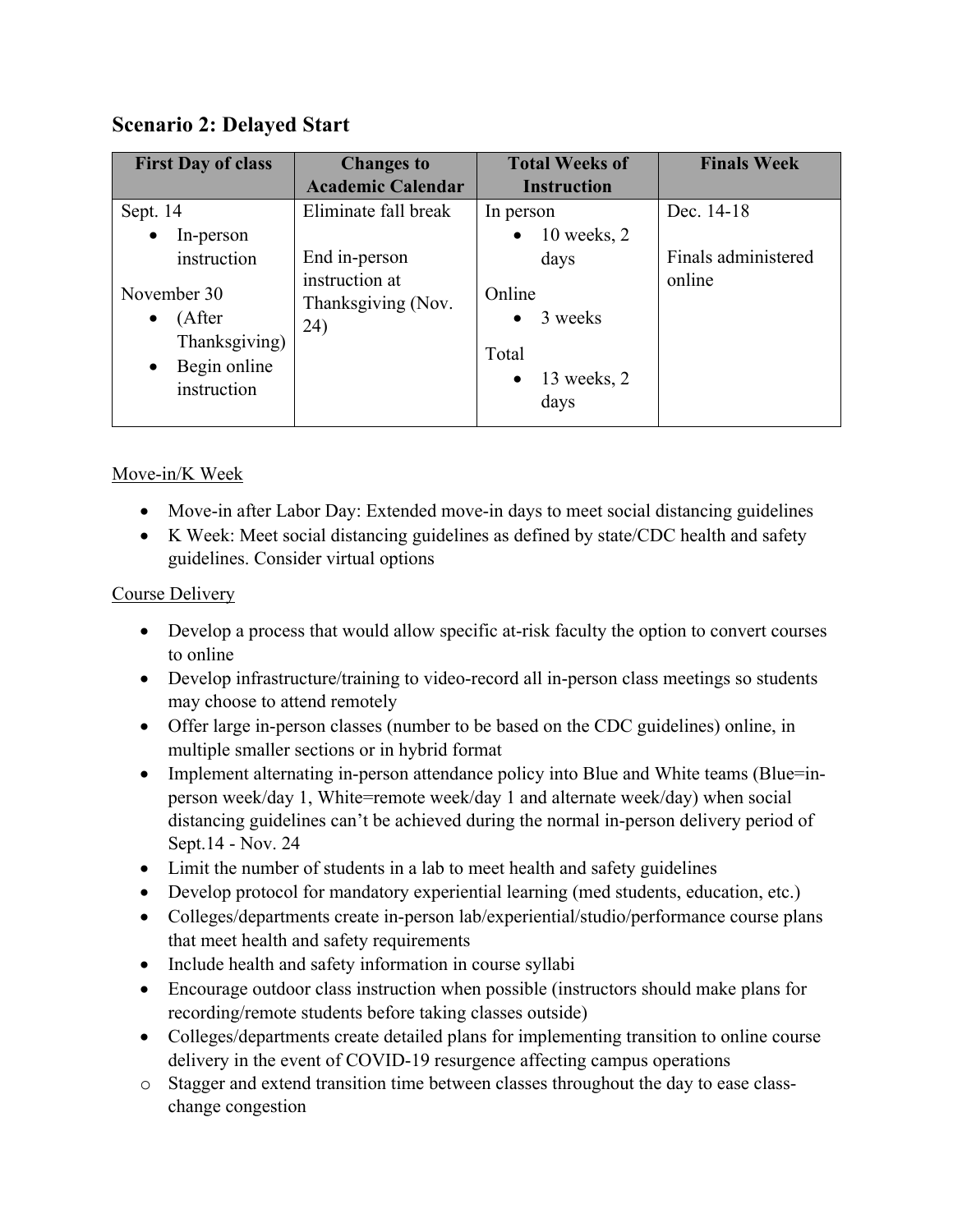## Scenario 2: Delayed Start

| First Day of class | Changes to Academic Calendar | Total Weeks of Instruction | Finals Week |
|---|---|---|---|
| Sept. 14<br>• In-person instruction<br><br>November 30<br>• (After Thanksgiving)<br>• Begin online instruction | Eliminate fall break<br><br>End in-person instruction at Thanksgiving (Nov. 24) | In person<br>• 10 weeks, 2 days<br><br>Online<br>• 3 weeks<br><br>Total<br>• 13 weeks, 2 days | Dec. 14-18<br><br>Finals administered online |

Move-in/K Week

- Move-in after Labor Day: Extended move-in days to meet social distancing guidelines
- K Week: Meet social distancing guidelines as defined by state/CDC health and safety guidelines. Consider virtual options

Course Delivery

- Develop a process that would allow specific at-risk faculty the option to convert courses to online
- Develop infrastructure/training to video-record all in-person class meetings so students may choose to attend remotely
- Offer large in-person classes (number to be based on the CDC guidelines) online, in multiple smaller sections or in hybrid format
- Implement alternating in-person attendance policy into Blue and White teams (Blue=in-person week/day 1, White=remote week/day 1 and alternate week/day) when social distancing guidelines can't be achieved during the normal in-person delivery period of Sept.14 - Nov. 24
- Limit the number of students in a lab to meet health and safety guidelines
- Develop protocol for mandatory experiential learning (med students, education, etc.)
- Colleges/departments create in-person lab/experiential/studio/performance course plans that meet health and safety requirements
- Include health and safety information in course syllabi
- Encourage outdoor class instruction when possible (instructors should make plans for recording/remote students before taking classes outside)
- Colleges/departments create detailed plans for implementing transition to online course delivery in the event of COVID-19 resurgence affecting campus operations
- Stagger and extend transition time between classes throughout the day to ease class-change congestion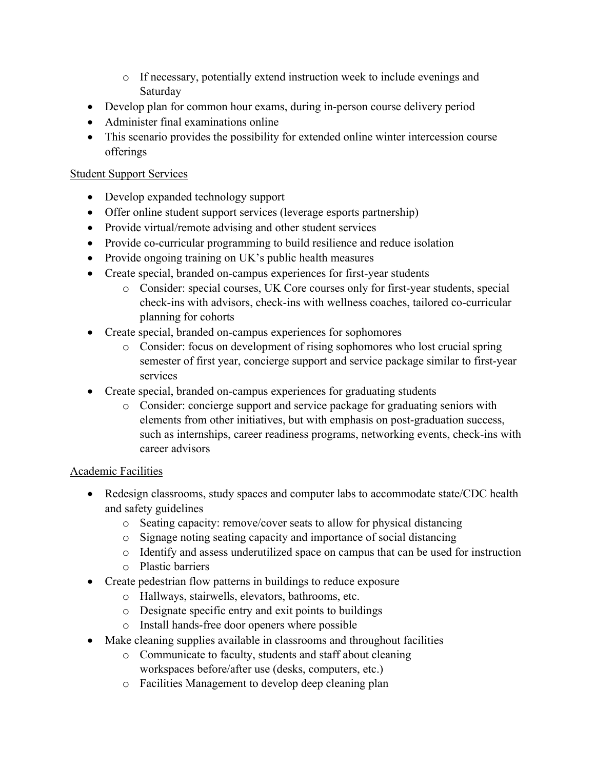- If necessary, potentially extend instruction week to include evenings and Saturday
- Develop plan for common hour exams, during in-person course delivery period
- Administer final examinations online
- This scenario provides the possibility for extended online winter intercession course offerings

Student Support Services

- Develop expanded technology support
- Offer online student support services (leverage esports partnership)
- Provide virtual/remote advising and other student services
- Provide co-curricular programming to build resilience and reduce isolation
- Provide ongoing training on UK's public health measures
- Create special, branded on-campus experiences for first-year students
  - Consider: special courses, UK Core courses only for first-year students, special check-ins with advisors, check-ins with wellness coaches, tailored co-curricular planning for cohorts
- Create special, branded on-campus experiences for sophomores
  - Consider: focus on development of rising sophomores who lost crucial spring semester of first year, concierge support and service package similar to first-year services
- Create special, branded on-campus experiences for graduating students
  - Consider: concierge support and service package for graduating seniors with elements from other initiatives, but with emphasis on post-graduation success, such as internships, career readiness programs, networking events, check-ins with career advisors

Academic Facilities

- Redesign classrooms, study spaces and computer labs to accommodate state/CDC health and safety guidelines
  - Seating capacity: remove/cover seats to allow for physical distancing
  - Signage noting seating capacity and importance of social distancing
  - Identify and assess underutilized space on campus that can be used for instruction
  - Plastic barriers
- Create pedestrian flow patterns in buildings to reduce exposure
  - Hallways, stairwells, elevators, bathrooms, etc.
  - Designate specific entry and exit points to buildings
  - Install hands-free door openers where possible
- Make cleaning supplies available in classrooms and throughout facilities
  - Communicate to faculty, students and staff about cleaning workspaces before/after use (desks, computers, etc.)
  - Facilities Management to develop deep cleaning plan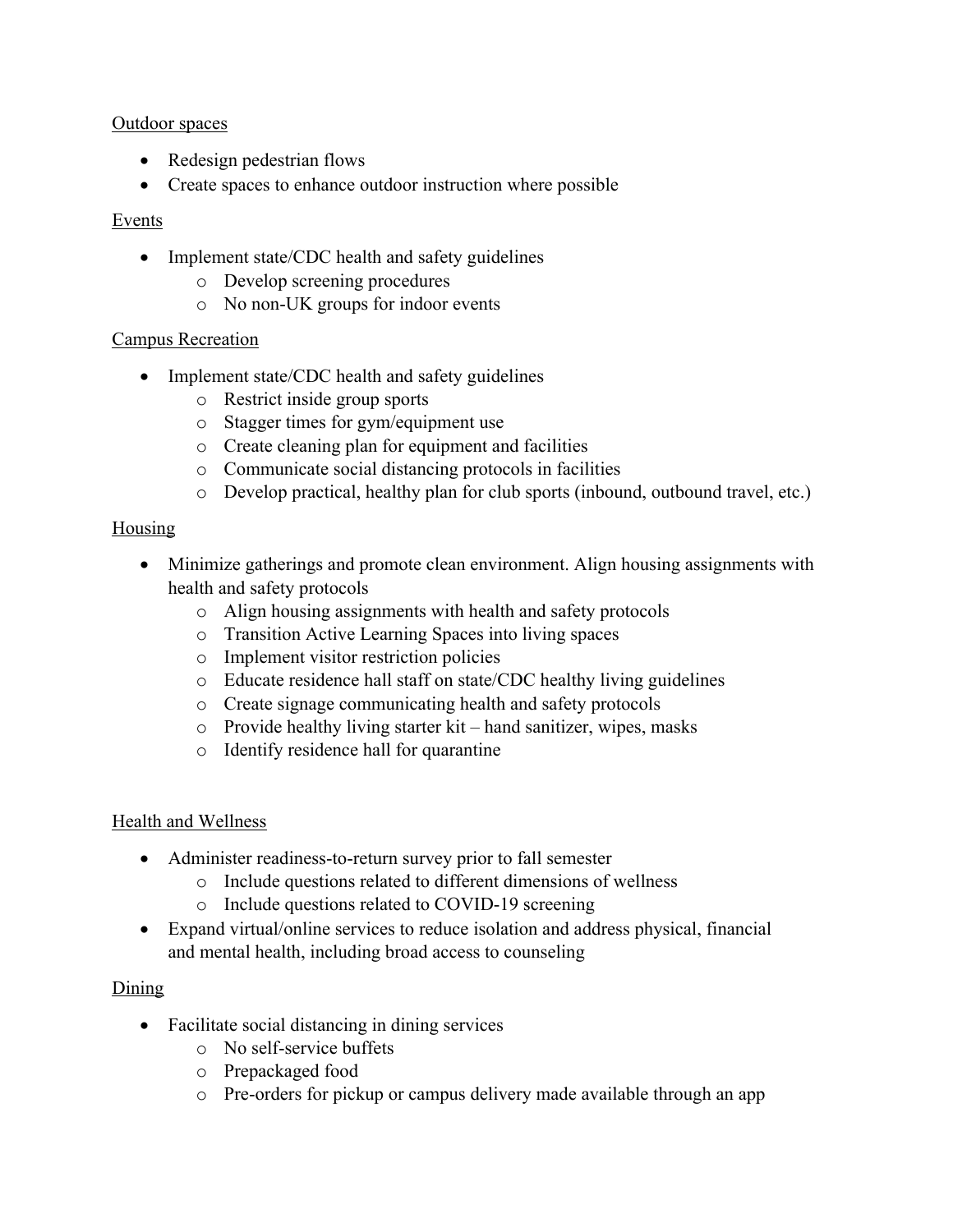Outdoor spaces

- Redesign pedestrian flows
- Create spaces to enhance outdoor instruction where possible

Events

- Implement state/CDC health and safety guidelines
  - Develop screening procedures
  - No non-UK groups for indoor events

Campus Recreation

- Implement state/CDC health and safety guidelines
  - Restrict inside group sports
  - Stagger times for gym/equipment use
  - Create cleaning plan for equipment and facilities
  - Communicate social distancing protocols in facilities
  - Develop practical, healthy plan for club sports (inbound, outbound travel, etc.)

Housing

- Minimize gatherings and promote clean environment. Align housing assignments with health and safety protocols
  - Align housing assignments with health and safety protocols
  - Transition Active Learning Spaces into living spaces
  - Implement visitor restriction policies
  - Educate residence hall staff on state/CDC healthy living guidelines
  - Create signage communicating health and safety protocols
  - Provide healthy living starter kit – hand sanitizer, wipes, masks
  - Identify residence hall for quarantine

Health and Wellness

- Administer readiness-to-return survey prior to fall semester
  - Include questions related to different dimensions of wellness
  - Include questions related to COVID-19 screening
- Expand virtual/online services to reduce isolation and address physical, financial and mental health, including broad access to counseling

Dining

- Facilitate social distancing in dining services
  - No self-service buffets
  - Prepackaged food
  - Pre-orders for pickup or campus delivery made available through an app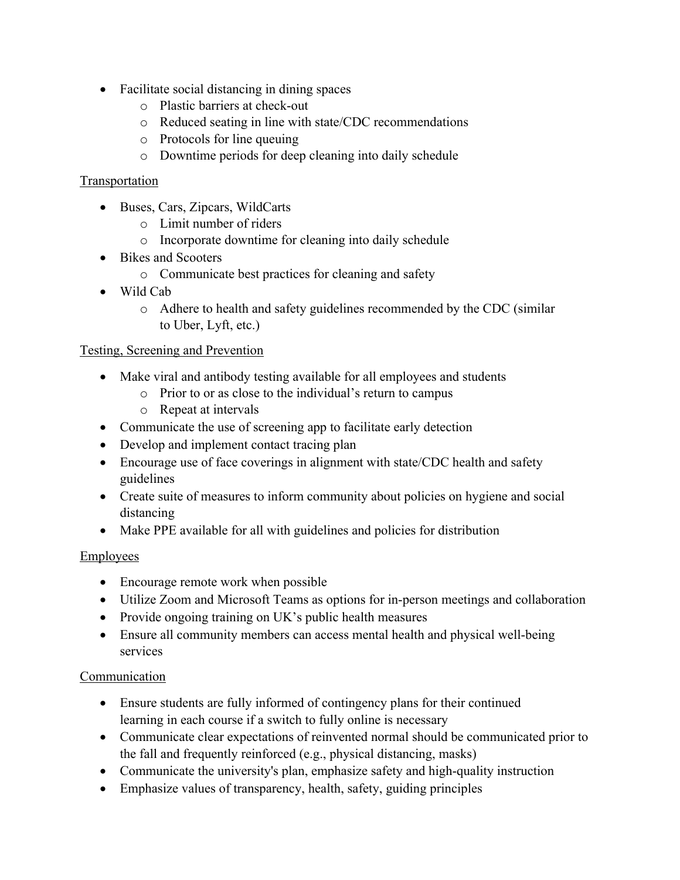- Facilitate social distancing in dining spaces
    - Plastic barriers at check-out
    - Reduced seating in line with state/CDC recommendations
    - Protocols for line queuing
    - Downtime periods for deep cleaning into daily schedule

<u>Transportation</u>

- Buses, Cars, Zipcars, WildCarts
    - Limit number of riders
    - Incorporate downtime for cleaning into daily schedule
- Bikes and Scooters
    - Communicate best practices for cleaning and safety
- Wild Cab
    - Adhere to health and safety guidelines recommended by the CDC (similar to Uber, Lyft, etc.)

<u>Testing, Screening and Prevention</u>

- Make viral and antibody testing available for all employees and students
    - Prior to or as close to the individual's return to campus
    - Repeat at intervals
- Communicate the use of screening app to facilitate early detection
- Develop and implement contact tracing plan
- Encourage use of face coverings in alignment with state/CDC health and safety guidelines
- Create suite of measures to inform community about policies on hygiene and social distancing
- Make PPE available for all with guidelines and policies for distribution

<u>Employees</u>

- Encourage remote work when possible
- Utilize Zoom and Microsoft Teams as options for in-person meetings and collaboration
- Provide ongoing training on UK's public health measures
- Ensure all community members can access mental health and physical well-being services

<u>Communication</u>

- Ensure students are fully informed of contingency plans for their continued learning in each course if a switch to fully online is necessary
- Communicate clear expectations of reinvented normal should be communicated prior to the fall and frequently reinforced (e.g., physical distancing, masks)
- Communicate the university's plan, emphasize safety and high-quality instruction
- Emphasize values of transparency, health, safety, guiding principles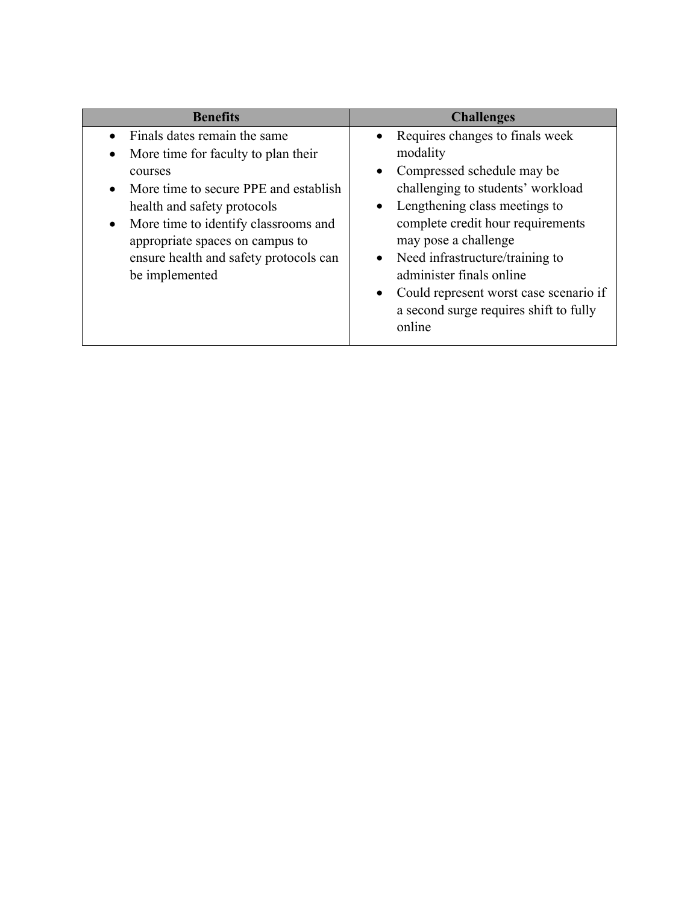| Benefits | Challenges |
| --- | --- |
| • Finals dates remain the same<br>• More time for faculty to plan their courses<br>• More time to secure PPE and establish health and safety protocols<br>• More time to identify classrooms and appropriate spaces on campus to ensure health and safety protocols can be implemented | • Requires changes to finals week modality<br>• Compressed schedule may be challenging to students' workload<br>• Lengthening class meetings to complete credit hour requirements may pose a challenge<br>• Need infrastructure/training to administer finals online<br>• Could represent worst case scenario if a second surge requires shift to fully online |